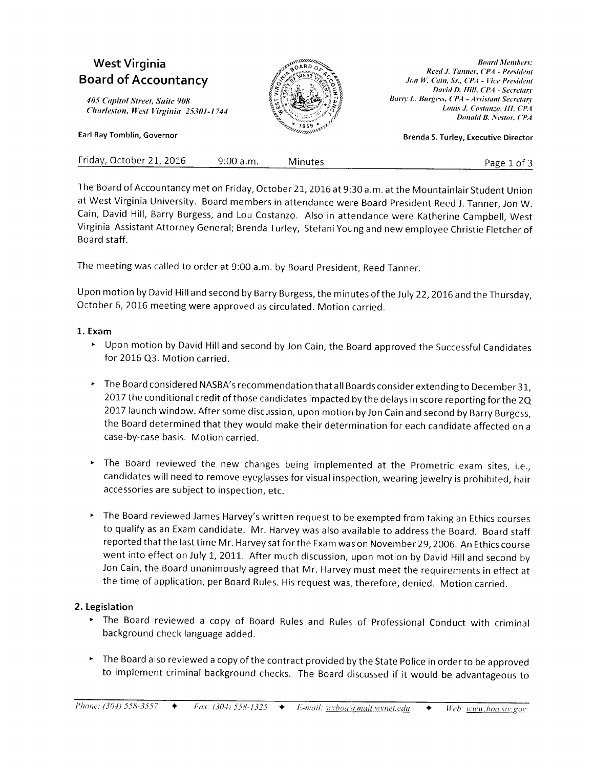# West Virginia Board of Accountancy

*405 Capitol Street, Suite 908*
*Charleston, West Virginia 25301-1744*

Earl Ray Tomblin, Governor

*Board Members:*
*Reed J. Tanner, CPA - President*
*Jon W. Cain, Sr., CPA - Vice President*
*David D. Hill, CPA - Secretary*
*Barry L. Burgess, CPA - Assistant Secretary*
*Louis J. Costanzo, III, CPA*
*Donald B. Nestor, CPA*

Brenda S. Turley, Executive Director

Friday, October 21, 2016 9:00 a.m. Minutes

The Board of Accountancy met on Friday, October 21, 2016 at 9:30 a.m. at the Mountainlair Student Union at West Virginia University. Board members in attendance were Board President Reed J. Tanner, Jon W. Cain, David Hill, Barry Burgess, and Lou Costanzo. Also in attendance were Katherine Campbell, West Virginia Assistant Attorney General; Brenda Turley, Stefani Young and new employee Christie Fletcher of Board staff.

The meeting was called to order at 9:00 a.m. by Board President, Reed Tanner.

Upon motion by David Hill and second by Barry Burgess, the minutes of the July 22, 2016 and the Thursday, October 6, 2016 meeting were approved as circulated. Motion carried.

## 1. Exam

- Upon motion by David Hill and second by Jon Cain, the Board approved the Successful Candidates for 2016 Q3. Motion carried.
- The Board considered NASBA's recommendation that all Boards consider extending to December 31, 2017 the conditional credit of those candidates impacted by the delays in score reporting for the 2Q 2017 launch window. After some discussion, upon motion by Jon Cain and second by Barry Burgess, the Board determined that they would make their determination for each candidate affected on a case-by-case basis. Motion carried.
- The Board reviewed the new changes being implemented at the Prometric exam sites, i.e., candidates will need to remove eyeglasses for visual inspection, wearing jewelry is prohibited, hair accessories are subject to inspection, etc.
- The Board reviewed James Harvey's written request to be exempted from taking an Ethics courses to qualify as an Exam candidate. Mr. Harvey was also available to address the Board. Board staff reported that the last time Mr. Harvey sat for the Exam was on November 29, 2006. An Ethics course went into effect on July 1, 2011. After much discussion, upon motion by David Hill and second by Jon Cain, the Board unanimously agreed that Mr. Harvey must meet the requirements in effect at the time of application, per Board Rules. His request was, therefore, denied. Motion carried.

## 2. Legislation

- The Board reviewed a copy of Board Rules and Rules of Professional Conduct with criminal background check language added.
- The Board also reviewed a copy of the contract provided by the State Police in order to be approved to implement criminal background checks. The Board discussed if it would be advantageous to

*Phone: (304) 558-3557* ✦ *Fax: (304) 558-1325* ✦ *E-mail: wvboa@mail.wvnet.edu* ✦ *Web: www.boa.wv.gov*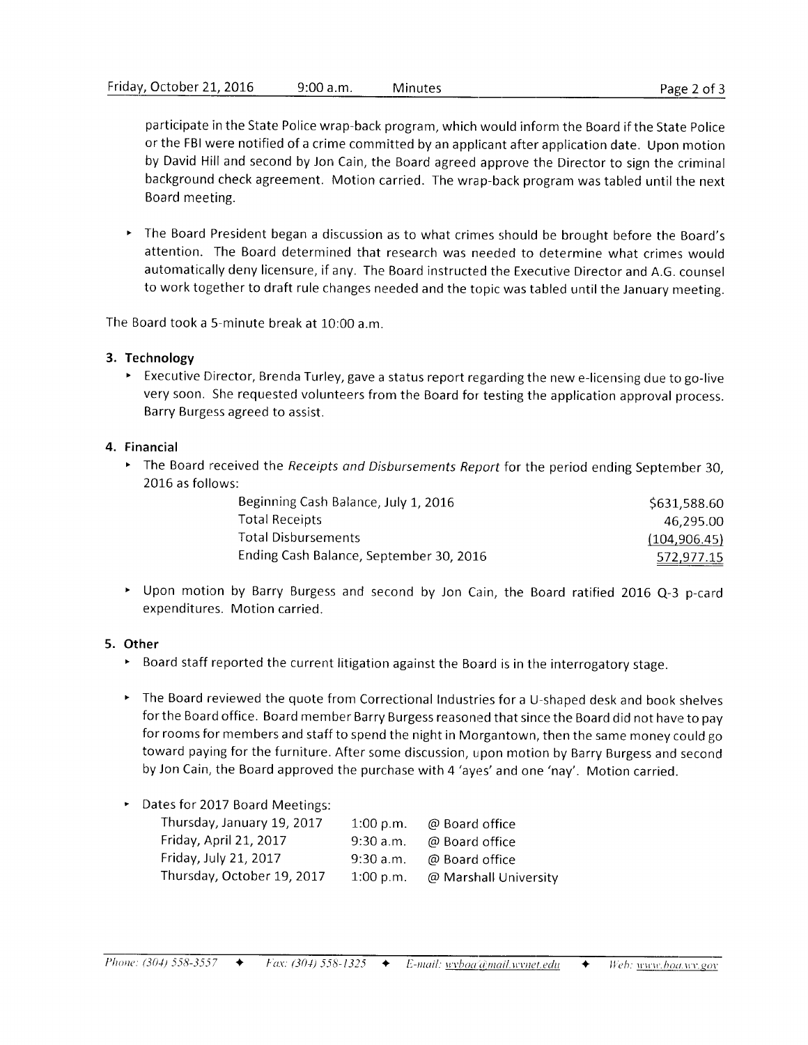participate in the State Police wrap-back program, which would inform the Board if the State Police or the FBI were notified of a crime committed by an applicant after application date. Upon motion by David Hill and second by Jon Cain, the Board agreed approve the Director to sign the criminal background check agreement. Motion carried. The wrap-back program was tabled until the next Board meeting.

- The Board President began a discussion as to what crimes should be brought before the Board's attention. The Board determined that research was needed to determine what crimes would automatically deny licensure, if any. The Board instructed the Executive Director and A.G. counsel to work together to draft rule changes needed and the topic was tabled until the January meeting.

The Board took a 5-minute break at 10:00 a.m.

**3. Technology**

- Executive Director, Brenda Turley, gave a status report regarding the new e-licensing due to go-live very soon. She requested volunteers from the Board for testing the application approval process. Barry Burgess agreed to assist.

**4. Financial**

- The Board received the *Receipts and Disbursements Report* for the period ending September 30, 2016 as follows:

| | |
|---|---|
| Beginning Cash Balance, July 1, 2016 | $631,588.60 |
| Total Receipts | 46,295.00 |
| Total Disbursements | (104,906.45) |
| Ending Cash Balance, September 30, 2016 | 572,977.15 |

- Upon motion by Barry Burgess and second by Jon Cain, the Board ratified 2016 Q-3 p-card expenditures. Motion carried.

**5. Other**

- Board staff reported the current litigation against the Board is in the interrogatory stage.

- The Board reviewed the quote from Correctional Industries for a U-shaped desk and book shelves for the Board office. Board member Barry Burgess reasoned that since the Board did not have to pay for rooms for members and staff to spend the night in Morgantown, then the same money could go toward paying for the furniture. After some discussion, upon motion by Barry Burgess and second by Jon Cain, the Board approved the purchase with 4 'ayes' and one 'nay'. Motion carried.

- Dates for 2017 Board Meetings:

| | | |
|---|---|---|
| Thursday, January 19, 2017 | 1:00 p.m. | @ Board office |
| Friday, April 21, 2017 | 9:30 a.m. | @ Board office |
| Friday, July 21, 2017 | 9:30 a.m. | @ Board office |
| Thursday, October 19, 2017 | 1:00 p.m. | @ Marshall University |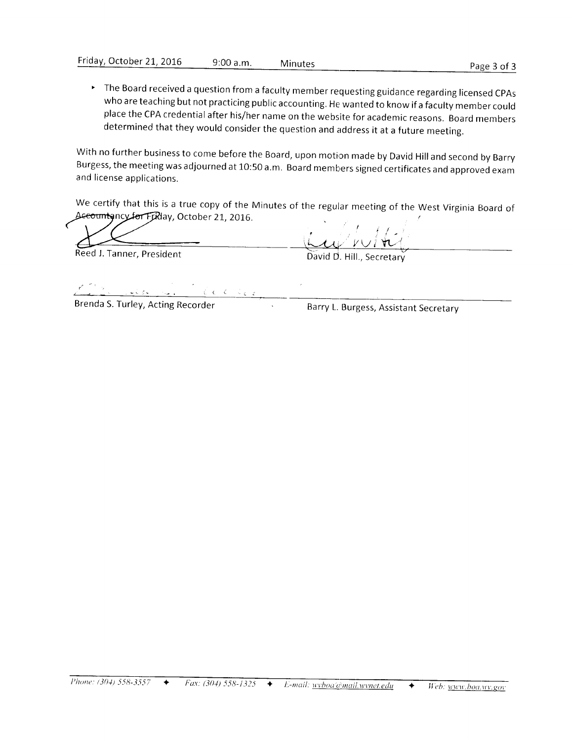- The Board received a question from a faculty member requesting guidance regarding licensed CPAs who are teaching but not practicing public accounting. He wanted to know if a faculty member could place the CPA credential after his/her name on the website for academic reasons. Board members determined that they would consider the question and address it at a future meeting.

With no further business to come before the Board, upon motion made by David Hill and second by Barry Burgess, the meeting was adjourned at 10:50 a.m. Board members signed certificates and approved exam and license applications.

We certify that this is a true copy of the Minutes of the regular meeting of the West Virginia Board of Accountancy for Friday, October 21, 2016.

Reed J. Tanner, President

David D. Hill., Secretary

Brenda S. Turley, Acting Recorder

Barry L. Burgess, Assistant Secretary

Phone: (304) 558-3557 ✦ Fax: (304) 558-1325 ✦ E-mail: wvboa@mail.wvnet.edu ✦ Web: www.boa.wv.gov